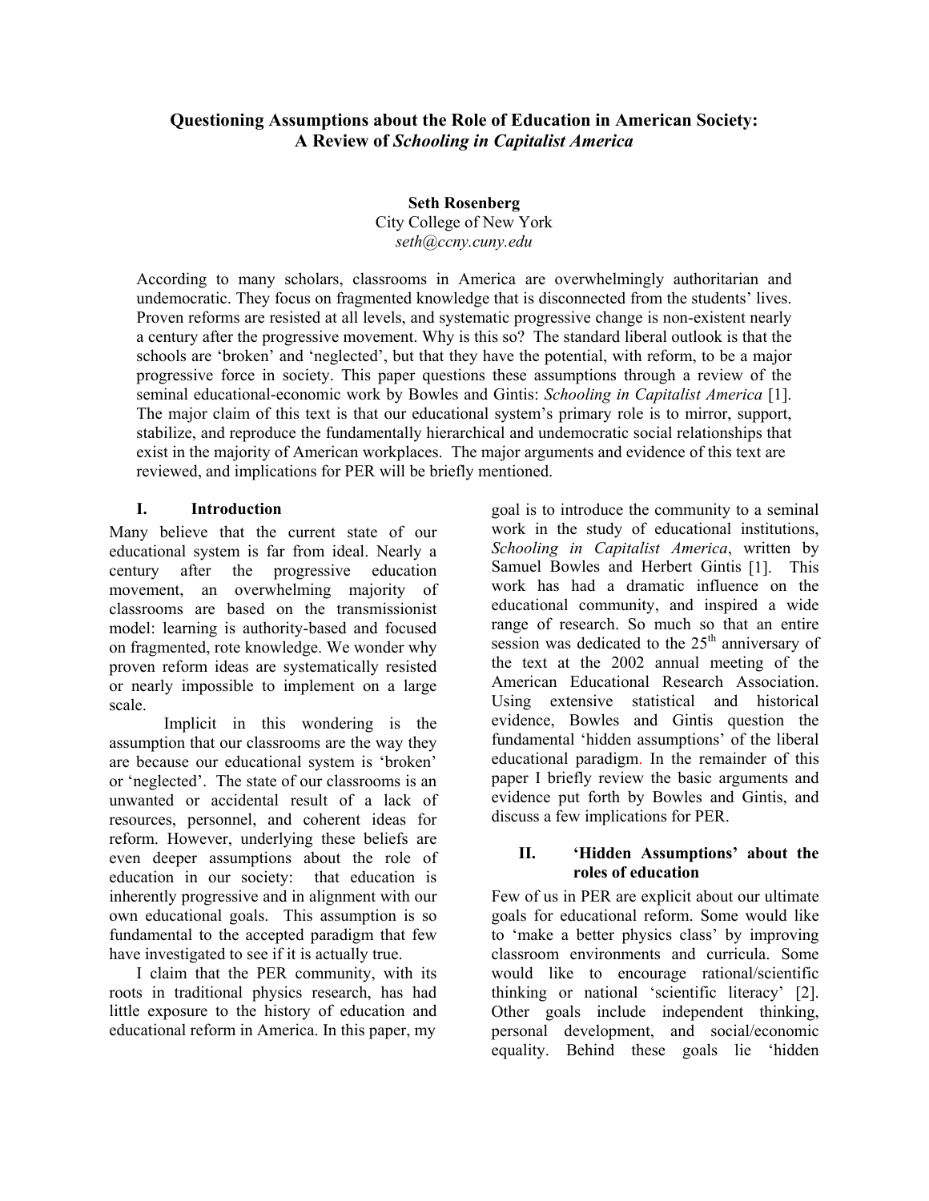# Questioning Assumptions about the Role of Education in American Society: A Review of *Schooling in Capitalist America*

**Seth Rosenberg**
City College of New York
*seth@ccny.cuny.edu*

According to many scholars, classrooms in America are overwhelmingly authoritarian and undemocratic. They focus on fragmented knowledge that is disconnected from the students' lives. Proven reforms are resisted at all levels, and systematic progressive change is non-existent nearly a century after the progressive movement. Why is this so? The standard liberal outlook is that the schools are 'broken' and 'neglected', but that they have the potential, with reform, to be a major progressive force in society. This paper questions these assumptions through a review of the seminal educational-economic work by Bowles and Gintis: *Schooling in Capitalist America* [1]. The major claim of this text is that our educational system's primary role is to mirror, support, stabilize, and reproduce the fundamentally hierarchical and undemocratic social relationships that exist in the majority of American workplaces. The major arguments and evidence of this text are reviewed, and implications for PER will be briefly mentioned.

## I. Introduction

Many believe that the current state of our educational system is far from ideal. Nearly a century after the progressive education movement, an overwhelming majority of classrooms are based on the transmissionist model: learning is authority-based and focused on fragmented, rote knowledge. We wonder why proven reform ideas are systematically resisted or nearly impossible to implement on a large scale.

Implicit in this wondering is the assumption that our classrooms are the way they are because our educational system is 'broken' or 'neglected'. The state of our classrooms is an unwanted or accidental result of a lack of resources, personnel, and coherent ideas for reform. However, underlying these beliefs are even deeper assumptions about the role of education in our society: that education is inherently progressive and in alignment with our own educational goals. This assumption is so fundamental to the accepted paradigm that few have investigated to see if it is actually true.

I claim that the PER community, with its roots in traditional physics research, has had little exposure to the history of education and educational reform in America. In this paper, my goal is to introduce the community to a seminal work in the study of educational institutions, *Schooling in Capitalist America*, written by Samuel Bowles and Herbert Gintis [1]. This work has had a dramatic influence on the educational community, and inspired a wide range of research. So much so that an entire session was dedicated to the 25th anniversary of the text at the 2002 annual meeting of the American Educational Research Association. Using extensive statistical and historical evidence, Bowles and Gintis question the fundamental 'hidden assumptions' of the liberal educational paradigm. In the remainder of this paper I briefly review the basic arguments and evidence put forth by Bowles and Gintis, and discuss a few implications for PER.

## II. 'Hidden Assumptions' about the roles of education

Few of us in PER are explicit about our ultimate goals for educational reform. Some would like to 'make a better physics class' by improving classroom environments and curricula. Some would like to encourage rational/scientific thinking or national 'scientific literacy' [2]. Other goals include independent thinking, personal development, and social/economic equality. Behind these goals lie 'hidden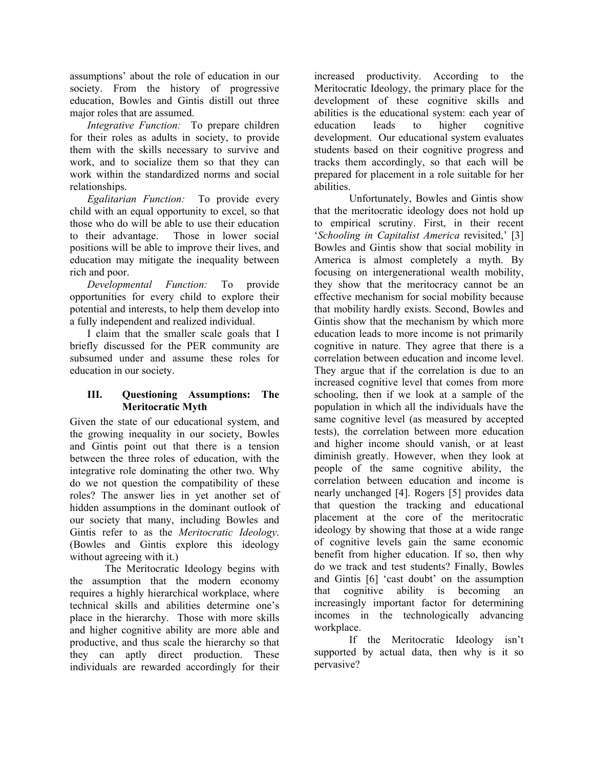assumptions' about the role of education in our society. From the history of progressive education, Bowles and Gintis distill out three major roles that are assumed.

*Integrative Function:* To prepare children for their roles as adults in society, to provide them with the skills necessary to survive and work, and to socialize them so that they can work within the standardized norms and social relationships.

*Egalitarian Function:* To provide every child with an equal opportunity to excel, so that those who do will be able to use their education to their advantage. Those in lower social positions will be able to improve their lives, and education may mitigate the inequality between rich and poor.

*Developmental Function:* To provide opportunities for every child to explore their potential and interests, to help them develop into a fully independent and realized individual.

I claim that the smaller scale goals that I briefly discussed for the PER community are subsumed under and assume these roles for education in our society.

## III. Questioning Assumptions: The Meritocratic Myth

Given the state of our educational system, and the growing inequality in our society, Bowles and Gintis point out that there is a tension between the three roles of education, with the integrative role dominating the other two. Why do we not question the compatibility of these roles? The answer lies in yet another set of hidden assumptions in the dominant outlook of our society that many, including Bowles and Gintis refer to as the *Meritocratic Ideology*. (Bowles and Gintis explore this ideology without agreeing with it.)

The Meritocratic Ideology begins with the assumption that the modern economy requires a highly hierarchical workplace, where technical skills and abilities determine one's place in the hierarchy. Those with more skills and higher cognitive ability are more able and productive, and thus scale the hierarchy so that they can aptly direct production. These individuals are rewarded accordingly for their increased productivity. According to the Meritocratic Ideology, the primary place for the development of these cognitive skills and abilities is the educational system: each year of education leads to higher cognitive development. Our educational system evaluates students based on their cognitive progress and tracks them accordingly, so that each will be prepared for placement in a role suitable for her abilities.

Unfortunately, Bowles and Gintis show that the meritocratic ideology does not hold up to empirical scrutiny. First, in their recent '*Schooling in Capitalist America* revisited,' [3] Bowles and Gintis show that social mobility in America is almost completely a myth. By focusing on intergenerational wealth mobility, they show that the meritocracy cannot be an effective mechanism for social mobility because that mobility hardly exists. Second, Bowles and Gintis show that the mechanism by which more education leads to more income is not primarily cognitive in nature. They agree that there is a correlation between education and income level. They argue that if the correlation is due to an increased cognitive level that comes from more schooling, then if we look at a sample of the population in which all the individuals have the same cognitive level (as measured by accepted tests), the correlation between more education and higher income should vanish, or at least diminish greatly. However, when they look at people of the same cognitive ability, the correlation between education and income is nearly unchanged [4]. Rogers [5] provides data that question the tracking and educational placement at the core of the meritocratic ideology by showing that those at a wide range of cognitive levels gain the same economic benefit from higher education. If so, then why do we track and test students? Finally, Bowles and Gintis [6] 'cast doubt' on the assumption that cognitive ability is becoming an increasingly important factor for determining incomes in the technologically advancing workplace.

If the Meritocratic Ideology isn't supported by actual data, then why is it so pervasive?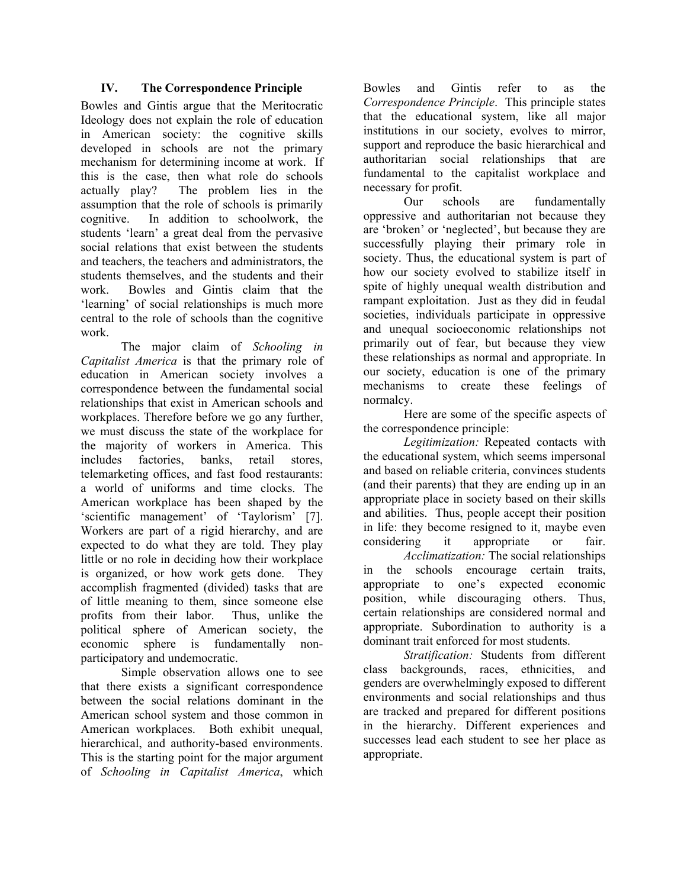## IV. The Correspondence Principle

Bowles and Gintis argue that the Meritocratic Ideology does not explain the role of education in American society: the cognitive skills developed in schools are not the primary mechanism for determining income at work. If this is the case, then what role do schools actually play? The problem lies in the assumption that the role of schools is primarily cognitive. In addition to schoolwork, the students 'learn' a great deal from the pervasive social relations that exist between the students and teachers, the teachers and administrators, the students themselves, and the students and their work. Bowles and Gintis claim that the 'learning' of social relationships is much more central to the role of schools than the cognitive work.

The major claim of *Schooling in Capitalist America* is that the primary role of education in American society involves a correspondence between the fundamental social relationships that exist in American schools and workplaces. Therefore before we go any further, we must discuss the state of the workplace for the majority of workers in America. This includes factories, banks, retail stores, telemarketing offices, and fast food restaurants: a world of uniforms and time clocks. The American workplace has been shaped by the 'scientific management' of 'Taylorism' [7]. Workers are part of a rigid hierarchy, and are expected to do what they are told. They play little or no role in deciding how their workplace is organized, or how work gets done. They accomplish fragmented (divided) tasks that are of little meaning to them, since someone else profits from their labor. Thus, unlike the political sphere of American society, the economic sphere is fundamentally non-participatory and undemocratic.

Simple observation allows one to see that there exists a significant correspondence between the social relations dominant in the American school system and those common in American workplaces. Both exhibit unequal, hierarchical, and authority-based environments. This is the starting point for the major argument of *Schooling in Capitalist America*, which Bowles and Gintis refer to as the *Correspondence Principle*. This principle states that the educational system, like all major institutions in our society, evolves to mirror, support and reproduce the basic hierarchical and authoritarian social relationships that are fundamental to the capitalist workplace and necessary for profit.

Our schools are fundamentally oppressive and authoritarian not because they are 'broken' or 'neglected', but because they are successfully playing their primary role in society. Thus, the educational system is part of how our society evolved to stabilize itself in spite of highly unequal wealth distribution and rampant exploitation. Just as they did in feudal societies, individuals participate in oppressive and unequal socioeconomic relationships not primarily out of fear, but because they view these relationships as normal and appropriate. In our society, education is one of the primary mechanisms to create these feelings of normalcy.

Here are some of the specific aspects of the correspondence principle:

*Legitimization:* Repeated contacts with the educational system, which seems impersonal and based on reliable criteria, convinces students (and their parents) that they are ending up in an appropriate place in society based on their skills and abilities. Thus, people accept their position in life: they become resigned to it, maybe even considering it appropriate or fair.

*Acclimatization:* The social relationships in the schools encourage certain traits, appropriate to one's expected economic position, while discouraging others. Thus, certain relationships are considered normal and appropriate. Subordination to authority is a dominant trait enforced for most students.

*Stratification:* Students from different class backgrounds, races, ethnicities, and genders are overwhelmingly exposed to different environments and social relationships and thus are tracked and prepared for different positions in the hierarchy. Different experiences and successes lead each student to see her place as appropriate.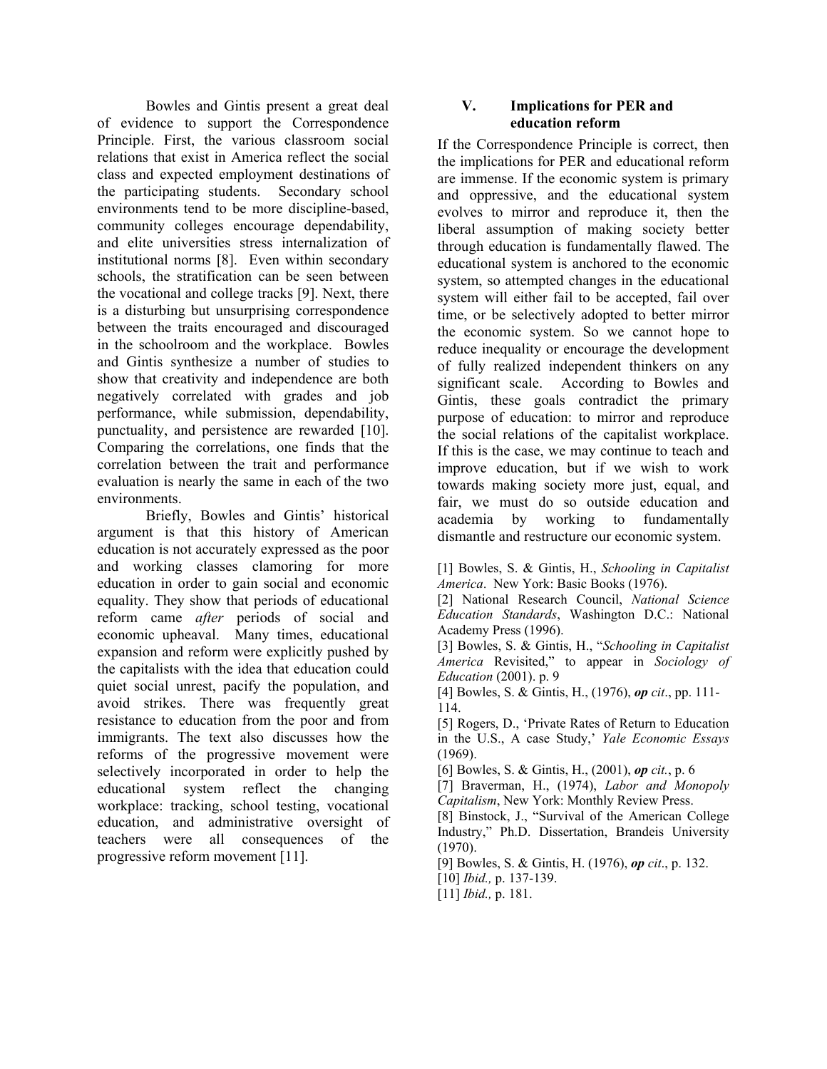Bowles and Gintis present a great deal of evidence to support the Correspondence Principle. First, the various classroom social relations that exist in America reflect the social class and expected employment destinations of the participating students. Secondary school environments tend to be more discipline-based, community colleges encourage dependability, and elite universities stress internalization of institutional norms [8]. Even within secondary schools, the stratification can be seen between the vocational and college tracks [9]. Next, there is a disturbing but unsurprising correspondence between the traits encouraged and discouraged in the schoolroom and the workplace. Bowles and Gintis synthesize a number of studies to show that creativity and independence are both negatively correlated with grades and job performance, while submission, dependability, punctuality, and persistence are rewarded [10]. Comparing the correlations, one finds that the correlation between the trait and performance evaluation is nearly the same in each of the two environments.

Briefly, Bowles and Gintis' historical argument is that this history of American education is not accurately expressed as the poor and working classes clamoring for more education in order to gain social and economic equality. They show that periods of educational reform came *after* periods of social and economic upheaval. Many times, educational expansion and reform were explicitly pushed by the capitalists with the idea that education could quiet social unrest, pacify the population, and avoid strikes. There was frequently great resistance to education from the poor and from immigrants. The text also discusses how the reforms of the progressive movement were selectively incorporated in order to help the educational system reflect the changing workplace: tracking, school testing, vocational education, and administrative oversight of teachers were all consequences of the progressive reform movement [11].

## V. Implications for PER and education reform

If the Correspondence Principle is correct, then the implications for PER and educational reform are immense. If the economic system is primary and oppressive, and the educational system evolves to mirror and reproduce it, then the liberal assumption of making society better through education is fundamentally flawed. The educational system is anchored to the economic system, so attempted changes in the educational system will either fail to be accepted, fail over time, or be selectively adopted to better mirror the economic system. So we cannot hope to reduce inequality or encourage the development of fully realized independent thinkers on any significant scale. According to Bowles and Gintis, these goals contradict the primary purpose of education: to mirror and reproduce the social relations of the capitalist workplace. If this is the case, we may continue to teach and improve education, but if we wish to work towards making society more just, equal, and fair, we must do so outside education and academia by working to fundamentally dismantle and restructure our economic system.

[1] Bowles, S. & Gintis, H., *Schooling in Capitalist America*. New York: Basic Books (1976).

[2] National Research Council, *National Science Education Standards*, Washington D.C.: National Academy Press (1996).

[3] Bowles, S. & Gintis, H., "*Schooling in Capitalist America* Revisited," to appear in *Sociology of Education* (2001). p. 9

[4] Bowles, S. & Gintis, H., (1976), ***op** cit*., pp. 111-114.

[5] Rogers, D., 'Private Rates of Return to Education in the U.S., A case Study,' *Yale Economic Essays* (1969).

[6] Bowles, S. & Gintis, H., (2001), ***op** cit.*, p. 6

[7] Braverman, H., (1974), *Labor and Monopoly Capitalism*, New York: Monthly Review Press.

[8] Binstock, J., "Survival of the American College Industry," Ph.D. Dissertation, Brandeis University (1970).

[9] Bowles, S. & Gintis, H. (1976), ***op** cit*., p. 132.

[10] *Ibid.,* p. 137-139.

[11] *Ibid.,* p. 181.